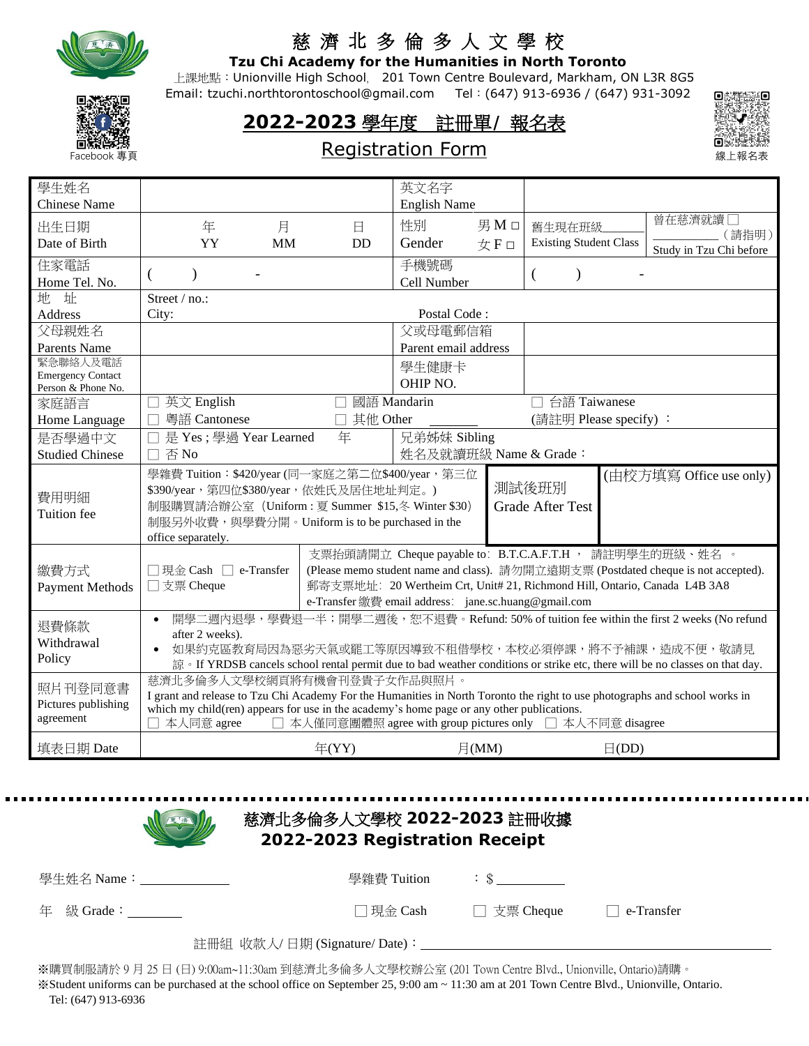# 慈濟北多倫多人文學校

**Tzu Chi Academy for the Humanities in North Toronto**

上課地點：Unionville High School, 201 Town Centre Boulevard, Markham, ON L3R 8G5

Email: tzuchi.northtorontoschool@gmail.com Tel：(647) 913-6936 / (647) 931-3092

Facebook 專頁 線上報名表

## 2022-2023 學年度 註冊單/ 報名表

## Registration Form

| | | | |
|---|---|---|---|
| 學生姓名 Chinese Name | | 英文名字 English Name | |
| 出生日期 Date of Birth | 年 YY 月 MM 日 DD | 性別 Gender 男 M □ 女 F □ | 舊生現在班級\_\_\_\_\_\_ Existing Student Class ｜ 曾在慈濟就讀 □ \_\_\_\_\_\_\_\_\_\_ (請指明) Study in Tzu Chi before |
| 住家電話 Home Tel. No. | ( ) - | 手機號碼 Cell Number | ( ) - |
| 地 址 Address | Street / no.: City: Postal Code : | | |
| 父母親姓名 Parents Name | | 父或母電郵信箱 Parent email address | |
| 緊急聯絡人及電話 Emergency Contact Person & Phone No. | | 學生健康卡 OHIP NO. | |
| 家庭語言 Home Language | □ 英文 English □ 國語 Mandarin □ 台語 Taiwanese □ 粵語 Cantonese □ 其他 Other \_\_\_\_\_\_ (請註明 Please specify) ： | | |
| 是否學過中文 Studied Chinese | □ 是 Yes ; 學過 Year Learned 年 □ 否 No | 兄弟姊妹 Sibling 姓名及就讀班級 Name & Grade： | |
| 費用明細 Tuition fee | 學雜費 Tuition：$420/year (同一家庭之第二位$400/year，第三位$390/year，第四位$380/year，依姓氏及居住地址判定。) 制服購買請洽辦公室 (Uniform : 夏 Summer $15,冬 Winter $30) 制服另外收費，與學費分開。Uniform is to be purchased in the office separately. | 測試後班別 Grade After Test | (由校方填寫 Office use only) |
| 繳費方式 Payment Methods | □ 現金 Cash □ e-Transfer □ 支票 Cheque | 支票抬頭請開立 Cheque payable to: B.T.C.A.F.T.H， 請註明學生的班級、姓名 。 (Please memo student name and class). 請勿開立遠期支票 (Postdated cheque is not accepted). 郵寄支票地址: 20 Wertheim Crt, Unit# 21, Richmond Hill, Ontario, Canada L4B 3A8 e-Transfer 繳費 email address: jane.sc.huang@gmail.com | |
| 退費條款 Withdrawal Policy | • 開學二週內退學，學費退一半；開學二週後，恕不退費。Refund: 50% of tuition fee within the first 2 weeks (No refund after 2 weeks). • 如果約克區教育局因為惡劣天氣或罷工等原因導致不租借學校，本校必須停課，將不予補課，造成不便，敬請見諒。If YRDSB cancels school rental permit due to bad weather conditions or strike etc, there will be no classes on that day. | | |
| 照片刊登同意書 Pictures publishing agreement | 慈濟北多倫多人文學校網頁將有機會刊登貴子女作品與照片。 I grant and release to Tzu Chi Academy For the Humanities in North Toronto the right to use photographs and school works in which my child(ren) appears for use in the academy's home page or any other publications. □ 本人同意 agree □ 本人僅同意團體照 agree with group pictures only □ 本人不同意 disagree | | |
| 填表日期 Date | 年(YY) 月(MM) 日(DD) | | |

---

## 慈濟北多倫多人文學校 2022-2023 註冊收據
## 2022-2023 Registration Receipt

學生姓名 Name：\_\_\_\_\_\_\_\_\_\_\_\_ 學雜費 Tuition ： $ \_\_\_\_\_\_\_\_\_\_

年 級 Grade：\_\_\_\_\_\_\_\_ □ 現金 Cash □ 支票 Cheque □ e-Transfer

註冊組 收款人/ 日期 (Signature/ Date)：\_\_\_\_\_\_\_\_\_\_\_\_\_\_\_\_\_\_\_\_\_\_\_\_\_\_\_\_\_\_

※購買制服請於 9 月 25 日 (日) 9:00am~11:30am 到慈濟北多倫多人文學校辦公室 (201 Town Centre Blvd., Unionville, Ontario)請購。

※Student uniforms can be purchased at the school office on September 25, 9:00 am ~ 11:30 am at 201 Town Centre Blvd., Unionville, Ontario. Tel: (647) 913-6936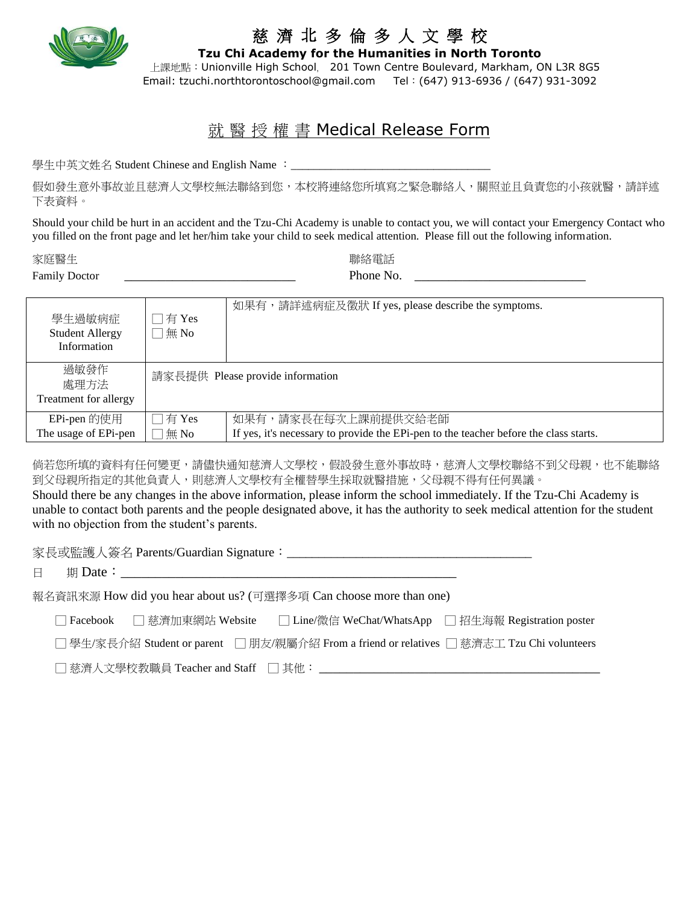# 慈濟北多倫多人文學校

**Tzu Chi Academy for the Humanities in North Toronto**

上課地點：Unionville High School, 201 Town Centre Boulevard, Markham, ON L3R 8G5

Email: tzuchi.northtorontoschool@gmail.com Tel：(647) 913-6936 / (647) 931-3092

## 就醫授權書 Medical Release Form

學生中英文姓名 Student Chinese and English Name ：________________________________

假如發生意外事故並且慈濟人文學校無法聯絡到您，本校將連絡您所填寫之緊急聯絡人，關照並且負責您的小孩就醫，請詳述下表資料。

Should your child be hurt in an accident and the Tzu-Chi Academy is unable to contact you, we will contact your Emergency Contact who you filled on the front page and let her/him take your child to seek medical attention. Please fill out the following information.

家庭醫生 Family Doctor ___________________________ 聯絡電話 Phone No. ___________________________

| | | |
|---|---|---|
| 學生過敏病症 Student Allergy Information | ☐ 有 Yes ☐ 無 No | 如果有，請詳述病症及徵狀 If yes, please describe the symptoms. |
| 過敏發作處理方法 Treatment for allergy | 請家長提供 Please provide information | |
| EPi-pen 的使用 The usage of EPi-pen | ☐ 有 Yes ☐ 無 No | 如果有，請家長在每次上課前提供交給老師 If yes, it's necessary to provide the EPi-pen to the teacher before the class starts. |

倘若您所填的資料有任何變更，請儘快通知慈濟人文學校，假設發生意外事故時，慈濟人文學校聯絡不到父母親，也不能聯絡到父母親所指定的其他負責人，則慈濟人文學校有全權替學生採取就醫措施，父母親不得有任何異議。

Should there be any changes in the above information, please inform the school immediately. If the Tzu-Chi Academy is unable to contact both parents and the people designated above, it has the authority to seek medical attention for the student with no objection from the student's parents.

家長或監護人簽名 Parents/Guardian Signature：_____________________________________

日 期 Date：___________________________________________________

報名資訊來源 How did you hear about us? (可選擇多項 Can choose more than one)

☐ Facebook ☐ 慈濟加東網站 Website ☐ Line/微信 WeChat/WhatsApp ☐ 招生海報 Registration poster

☐ 學生/家長介紹 Student or parent ☐ 朋友/親屬介紹 From a friend or relatives ☐ 慈濟志工 Tzu Chi volunteers

☐ 慈濟人文學校教職員 Teacher and Staff ☐ 其他：_____________________________________________